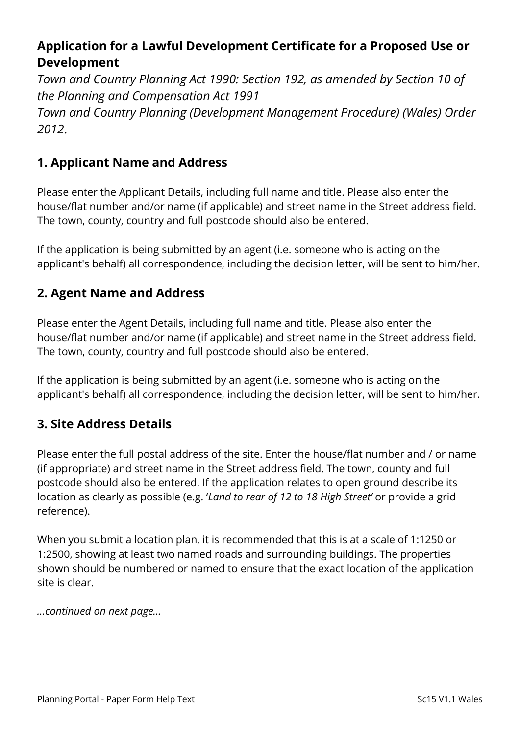## Application for a Lawful Development Certificate for a Proposed Use or Development

*Town and Country Planning Act 1990: Section 192, as amended by Section 10 of the Planning and Compensation Act 1991*
*Town and Country Planning (Development Management Procedure) (Wales) Order 2012*.

### 1. Applicant Name and Address

Please enter the Applicant Details, including full name and title. Please also enter the house/flat number and/or name (if applicable) and street name in the Street address field. The town, county, country and full postcode should also be entered.

If the application is being submitted by an agent (i.e. someone who is acting on the applicant's behalf) all correspondence, including the decision letter, will be sent to him/her.

### 2. Agent Name and Address

Please enter the Agent Details, including full name and title. Please also enter the house/flat number and/or name (if applicable) and street name in the Street address field. The town, county, country and full postcode should also be entered.

If the application is being submitted by an agent (i.e. someone who is acting on the applicant's behalf) all correspondence, including the decision letter, will be sent to him/her.

### 3. Site Address Details

Please enter the full postal address of the site. Enter the house/flat number and / or name (if appropriate) and street name in the Street address field. The town, county and full postcode should also be entered. If the application relates to open ground describe its location as clearly as possible (e.g. '*Land to rear of 12 to 18 High Street*' or provide a grid reference).

When you submit a location plan, it is recommended that this is at a scale of 1:1250 or 1:2500, showing at least two named roads and surrounding buildings. The properties shown should be numbered or named to ensure that the exact location of the application site is clear.

*...continued on next page...*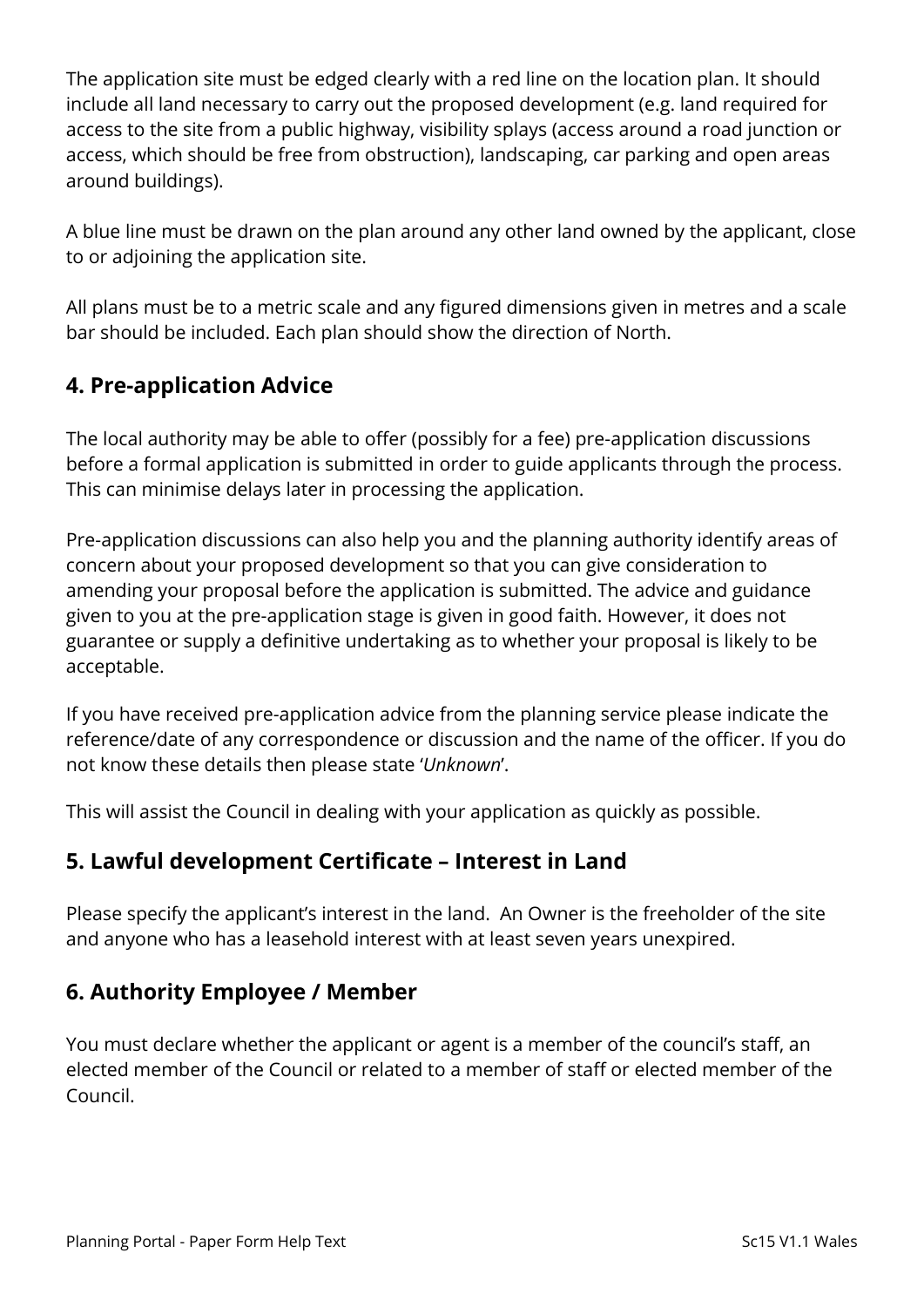The application site must be edged clearly with a red line on the location plan. It should include all land necessary to carry out the proposed development (e.g. land required for access to the site from a public highway, visibility splays (access around a road junction or access, which should be free from obstruction), landscaping, car parking and open areas around buildings).

A blue line must be drawn on the plan around any other land owned by the applicant, close to or adjoining the application site.

All plans must be to a metric scale and any figured dimensions given in metres and a scale bar should be included. Each plan should show the direction of North.

## 4. Pre-application Advice

The local authority may be able to offer (possibly for a fee) pre-application discussions before a formal application is submitted in order to guide applicants through the process. This can minimise delays later in processing the application.

Pre-application discussions can also help you and the planning authority identify areas of concern about your proposed development so that you can give consideration to amending your proposal before the application is submitted. The advice and guidance given to you at the pre-application stage is given in good faith. However, it does not guarantee or supply a definitive undertaking as to whether your proposal is likely to be acceptable.

If you have received pre-application advice from the planning service please indicate the reference/date of any correspondence or discussion and the name of the officer. If you do not know these details then please state '*Unknown*'.

This will assist the Council in dealing with your application as quickly as possible.

## 5. Lawful development Certificate – Interest in Land

Please specify the applicant's interest in the land. An Owner is the freeholder of the site and anyone who has a leasehold interest with at least seven years unexpired.

## 6. Authority Employee / Member

You must declare whether the applicant or agent is a member of the council's staff, an elected member of the Council or related to a member of staff or elected member of the Council.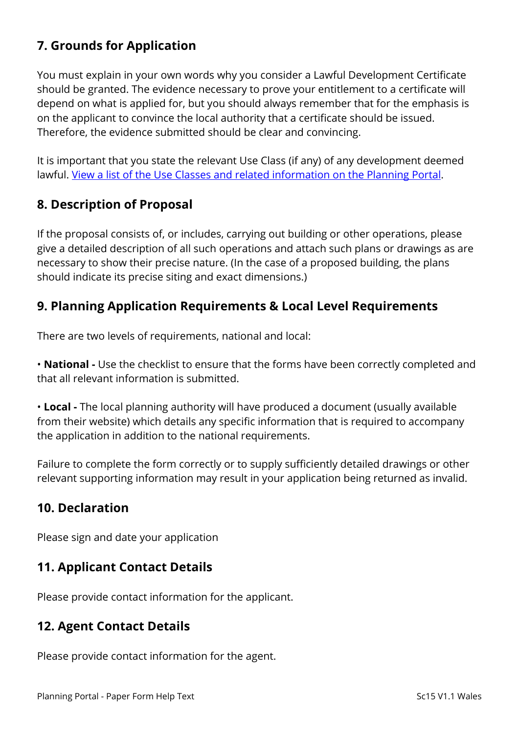## 7. Grounds for Application

You must explain in your own words why you consider a Lawful Development Certificate should be granted. The evidence necessary to prove your entitlement to a certificate will depend on what is applied for, but you should always remember that for the emphasis is on the applicant to convince the local authority that a certificate should be issued. Therefore, the evidence submitted should be clear and convincing.

It is important that you state the relevant Use Class (if any) of any development deemed lawful. View a list of the Use Classes and related information on the Planning Portal.

## 8. Description of Proposal

If the proposal consists of, or includes, carrying out building or other operations, please give a detailed description of all such operations and attach such plans or drawings as are necessary to show their precise nature. (In the case of a proposed building, the plans should indicate its precise siting and exact dimensions.)

## 9. Planning Application Requirements & Local Level Requirements

There are two levels of requirements, national and local:

- **National -** Use the checklist to ensure that the forms have been correctly completed and that all relevant information is submitted.

- **Local -** The local planning authority will have produced a document (usually available from their website) which details any specific information that is required to accompany the application in addition to the national requirements.

Failure to complete the form correctly or to supply sufficiently detailed drawings or other relevant supporting information may result in your application being returned as invalid.

## 10. Declaration

Please sign and date your application

## 11. Applicant Contact Details

Please provide contact information for the applicant.

## 12. Agent Contact Details

Please provide contact information for the agent.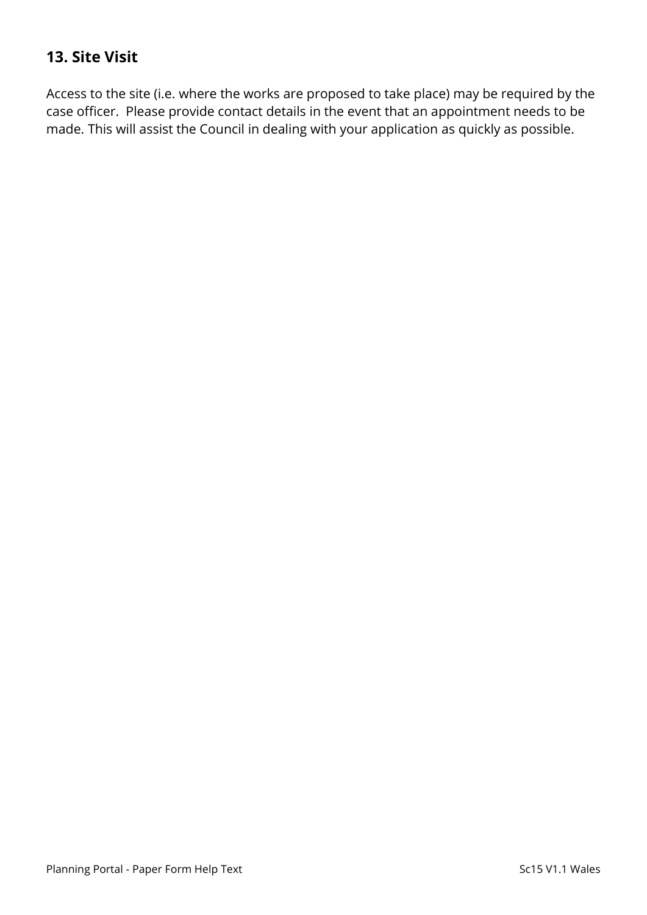## 13. Site Visit

Access to the site (i.e. where the works are proposed to take place) may be required by the case officer. Please provide contact details in the event that an appointment needs to be made. This will assist the Council in dealing with your application as quickly as possible.